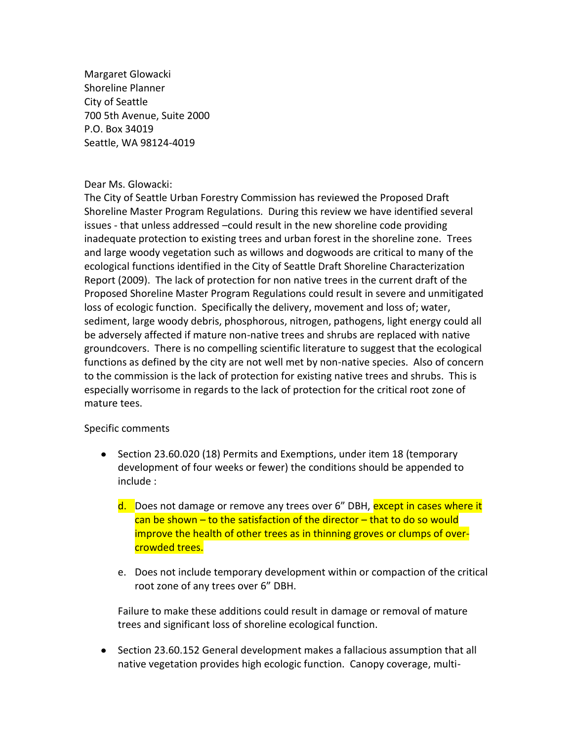Margaret Glowacki
Shoreline Planner
City of Seattle
700 5th Avenue, Suite 2000
P.O. Box 34019
Seattle, WA 98124-4019

Dear Ms. Glowacki:

The City of Seattle Urban Forestry Commission has reviewed the Proposed Draft Shoreline Master Program Regulations. During this review we have identified several issues - that unless addressed –could result in the new shoreline code providing inadequate protection to existing trees and urban forest in the shoreline zone. Trees and large woody vegetation such as willows and dogwoods are critical to many of the ecological functions identified in the City of Seattle Draft Shoreline Characterization Report (2009). The lack of protection for non native trees in the current draft of the Proposed Shoreline Master Program Regulations could result in severe and unmitigated loss of ecologic function. Specifically the delivery, movement and loss of; water, sediment, large woody debris, phosphorous, nitrogen, pathogens, light energy could all be adversely affected if mature non-native trees and shrubs are replaced with native groundcovers. There is no compelling scientific literature to suggest that the ecological functions as defined by the city are not well met by non-native species. Also of concern to the commission is the lack of protection for existing native trees and shrubs. This is especially worrisome in regards to the lack of protection for the critical root zone of mature tees.

Specific comments

- Section 23.60.020 (18) Permits and Exemptions, under item 18 (temporary development of four weeks or fewer) the conditions should be appended to include :

  d. Does not damage or remove any trees over 6" DBH, except in cases where it can be shown – to the satisfaction of the director – that to do so would improve the health of other trees as in thinning groves or clumps of over-crowded trees.

  e. Does not include temporary development within or compaction of the critical root zone of any trees over 6" DBH.

  Failure to make these additions could result in damage or removal of mature trees and significant loss of shoreline ecological function.

- Section 23.60.152 General development makes a fallacious assumption that all native vegetation provides high ecologic function. Canopy coverage, multi-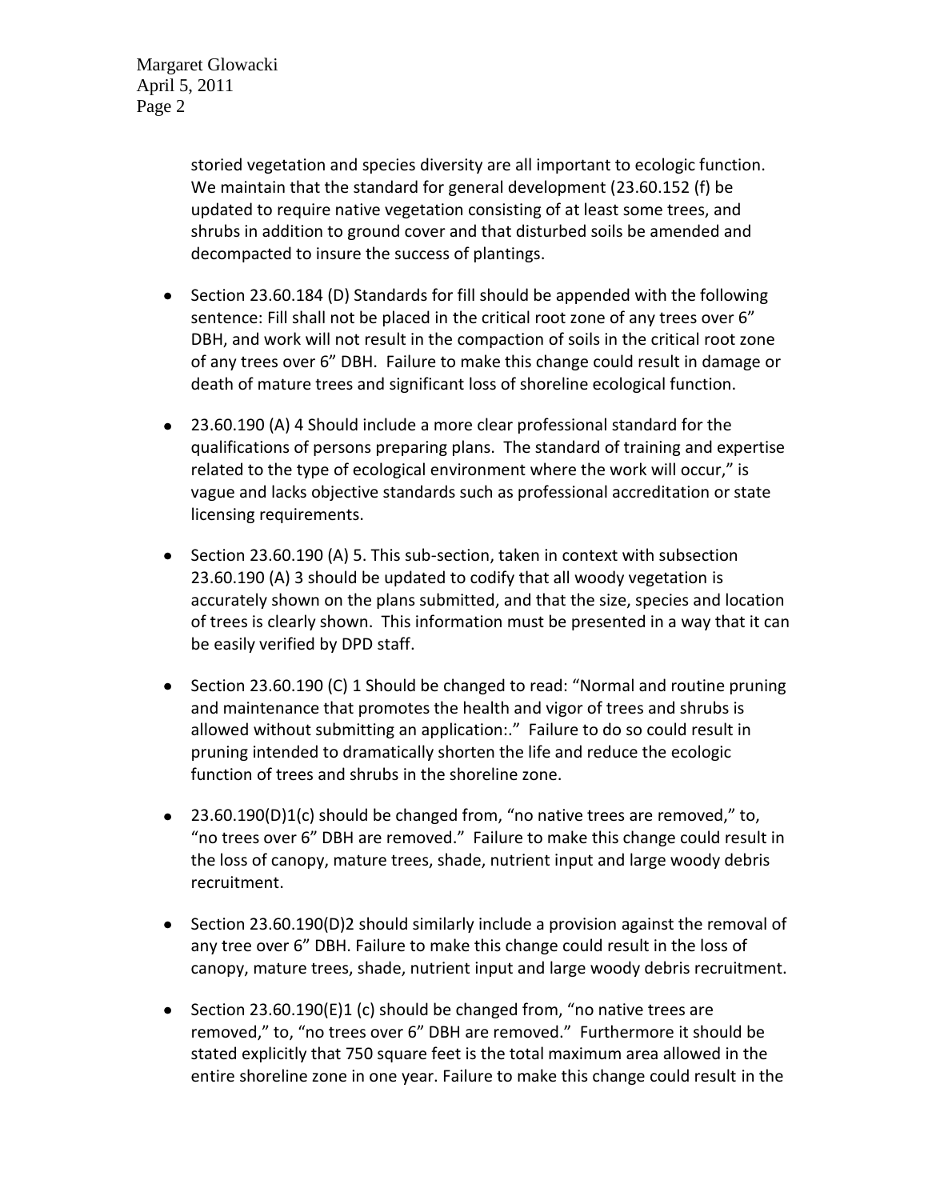storied vegetation and species diversity are all important to ecologic function. We maintain that the standard for general development (23.60.152 (f) be updated to require native vegetation consisting of at least some trees, and shrubs in addition to ground cover and that disturbed soils be amended and decompacted to insure the success of plantings.

- Section 23.60.184 (D) Standards for fill should be appended with the following sentence: Fill shall not be placed in the critical root zone of any trees over 6" DBH, and work will not result in the compaction of soils in the critical root zone of any trees over 6" DBH. Failure to make this change could result in damage or death of mature trees and significant loss of shoreline ecological function.

- 23.60.190 (A) 4 Should include a more clear professional standard for the qualifications of persons preparing plans. The standard of training and expertise related to the type of ecological environment where the work will occur," is vague and lacks objective standards such as professional accreditation or state licensing requirements.

- Section 23.60.190 (A) 5. This sub-section, taken in context with subsection 23.60.190 (A) 3 should be updated to codify that all woody vegetation is accurately shown on the plans submitted, and that the size, species and location of trees is clearly shown. This information must be presented in a way that it can be easily verified by DPD staff.

- Section 23.60.190 (C) 1 Should be changed to read: "Normal and routine pruning and maintenance that promotes the health and vigor of trees and shrubs is allowed without submitting an application:." Failure to do so could result in pruning intended to dramatically shorten the life and reduce the ecologic function of trees and shrubs in the shoreline zone.

- 23.60.190(D)1(c) should be changed from, "no native trees are removed," to, "no trees over 6" DBH are removed." Failure to make this change could result in the loss of canopy, mature trees, shade, nutrient input and large woody debris recruitment.

- Section 23.60.190(D)2 should similarly include a provision against the removal of any tree over 6" DBH. Failure to make this change could result in the loss of canopy, mature trees, shade, nutrient input and large woody debris recruitment.

- Section 23.60.190(E)1 (c) should be changed from, "no native trees are removed," to, "no trees over 6" DBH are removed." Furthermore it should be stated explicitly that 750 square feet is the total maximum area allowed in the entire shoreline zone in one year. Failure to make this change could result in the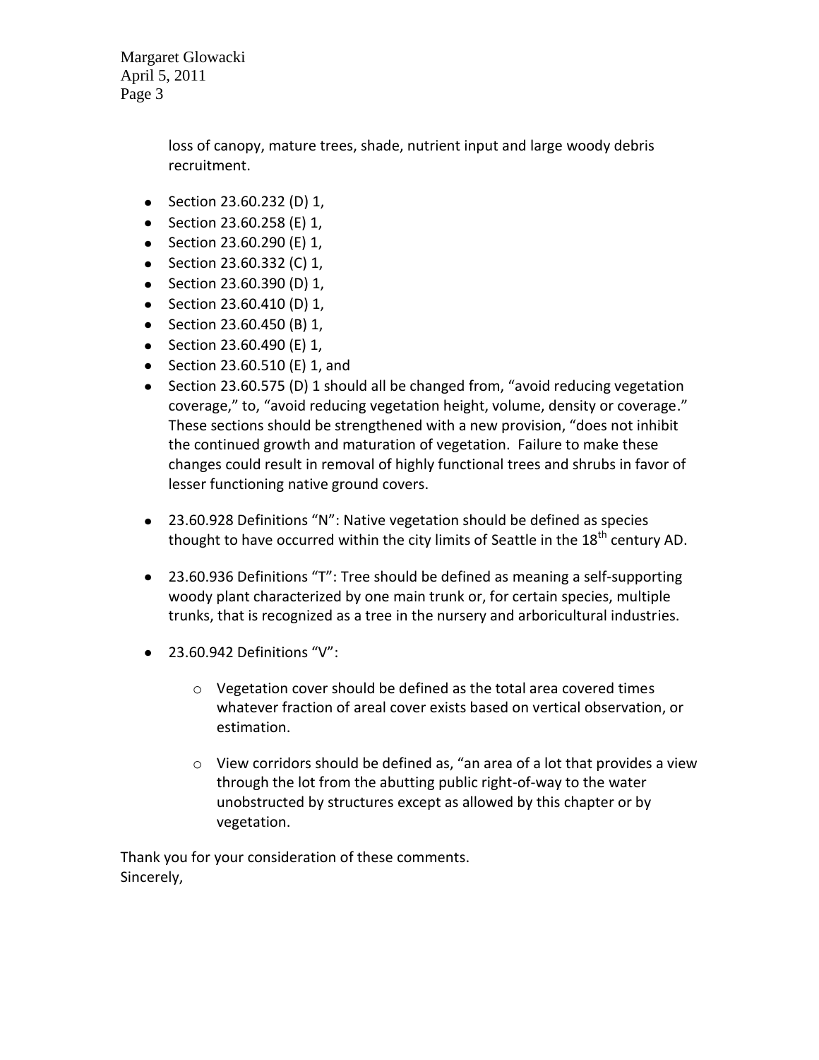loss of canopy, mature trees, shade, nutrient input and large woody debris recruitment.

- Section 23.60.232 (D) 1,
- Section 23.60.258 (E) 1,
- Section 23.60.290 (E) 1,
- Section 23.60.332 (C) 1,
- Section 23.60.390 (D) 1,
- Section 23.60.410 (D) 1,
- Section 23.60.450 (B) 1,
- Section 23.60.490 (E) 1,
- Section 23.60.510 (E) 1, and
- Section 23.60.575 (D) 1 should all be changed from, "avoid reducing vegetation coverage," to, "avoid reducing vegetation height, volume, density or coverage." These sections should be strengthened with a new provision, "does not inhibit the continued growth and maturation of vegetation. Failure to make these changes could result in removal of highly functional trees and shrubs in favor of lesser functioning native ground covers.

- 23.60.928 Definitions "N": Native vegetation should be defined as species thought to have occurred within the city limits of Seattle in the 18th century AD.

- 23.60.936 Definitions "T": Tree should be defined as meaning a self-supporting woody plant characterized by one main trunk or, for certain species, multiple trunks, that is recognized as a tree in the nursery and arboricultural industries.

- 23.60.942 Definitions "V":

    - Vegetation cover should be defined as the total area covered times whatever fraction of areal cover exists based on vertical observation, or estimation.

    - View corridors should be defined as, "an area of a lot that provides a view through the lot from the abutting public right-of-way to the water unobstructed by structures except as allowed by this chapter or by vegetation.

Thank you for your consideration of these comments.
Sincerely,